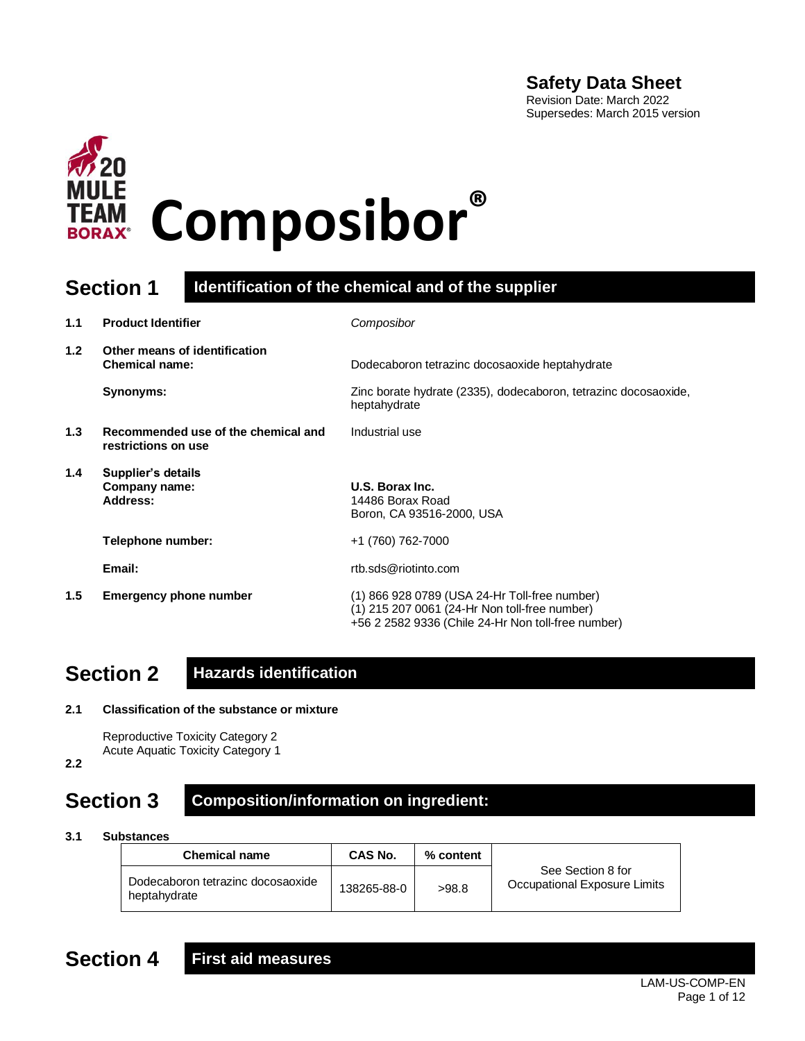**Safety Data Sheet**
Revision Date: March 2022
Supersedes: March 2015 version

# Composibor®

## Section 1 Identification of the chemical and of the supplier

**1.1 Product Identifier** — *Composibor*

**1.2 Other means of identification**
**Chemical name:** Dodecaboron tetrazinc docosaoxide heptahydrate

**Synonyms:** Zinc borate hydrate (2335), dodecaboron, tetrazinc docosaoxide, heptahydrate

**1.3 Recommended use of the chemical and restrictions on use** — Industrial use

**1.4 Supplier's details**
**Company name:** **U.S. Borax Inc.**
**Address:** 14486 Borax Road
Boron, CA 93516-2000, USA

**Telephone number:** +1 (760) 762-7000

**Email:** rtb.sds@riotinto.com

**1.5 Emergency phone number**
(1) 866 928 0789 (USA 24-Hr Toll-free number)
(1) 215 207 0061 (24-Hr Non toll-free number)
+56 2 2582 9336 (Chile 24-Hr Non toll-free number)

## Section 2 Hazards identification

**2.1 Classification of the substance or mixture**

Reproductive Toxicity Category 2
Acute Aquatic Toxicity Category 1

**2.2**

## Section 3 Composition/information on ingredient:

**3.1 Substances**

| Chemical name | CAS No. | % content | |
|---|---|---|---|
| Dodecaboron tetrazinc docosaoxide heptahydrate | 138265-88-0 | >98.8 | See Section 8 for Occupational Exposure Limits |

## Section 4 First aid measures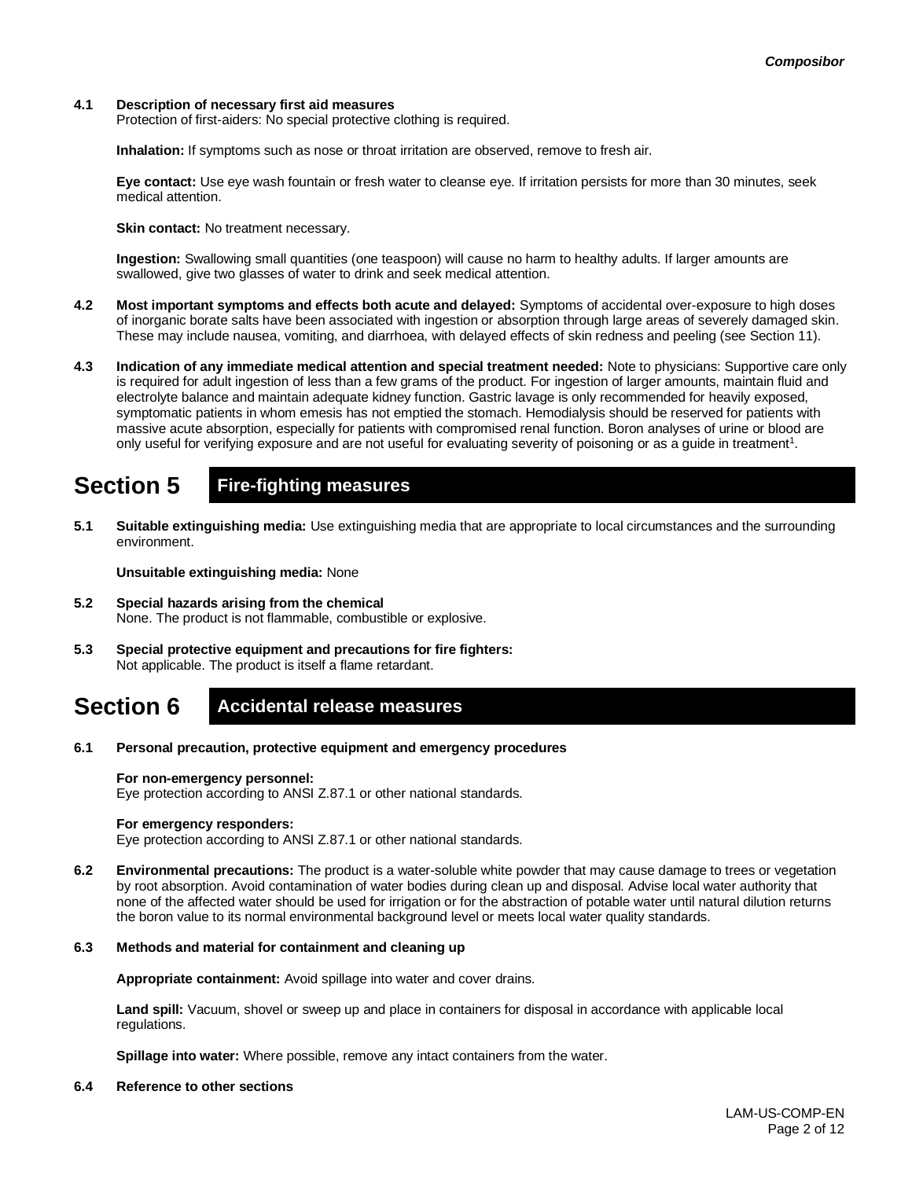**4.1 Description of necessary first aid measures**
Protection of first-aiders: No special protective clothing is required.

**Inhalation:** If symptoms such as nose or throat irritation are observed, remove to fresh air.

**Eye contact:** Use eye wash fountain or fresh water to cleanse eye. If irritation persists for more than 30 minutes, seek medical attention.

**Skin contact:** No treatment necessary.

**Ingestion:** Swallowing small quantities (one teaspoon) will cause no harm to healthy adults. If larger amounts are swallowed, give two glasses of water to drink and seek medical attention.

**4.2 Most important symptoms and effects both acute and delayed:** Symptoms of accidental over-exposure to high doses of inorganic borate salts have been associated with ingestion or absorption through large areas of severely damaged skin. These may include nausea, vomiting, and diarrhoea, with delayed effects of skin redness and peeling (see Section 11).

**4.3 Indication of any immediate medical attention and special treatment needed:** Note to physicians: Supportive care only is required for adult ingestion of less than a few grams of the product. For ingestion of larger amounts, maintain fluid and electrolyte balance and maintain adequate kidney function. Gastric lavage is only recommended for heavily exposed, symptomatic patients in whom emesis has not emptied the stomach. Hemodialysis should be reserved for patients with massive acute absorption, especially for patients with compromised renal function. Boron analyses of urine or blood are only useful for verifying exposure and are not useful for evaluating severity of poisoning or as a guide in treatment[1].

# Section 5 Fire-fighting measures

**5.1 Suitable extinguishing media:** Use extinguishing media that are appropriate to local circumstances and the surrounding environment.

**Unsuitable extinguishing media:** None

**5.2 Special hazards arising from the chemical**
None. The product is not flammable, combustible or explosive.

**5.3 Special protective equipment and precautions for fire fighters:**
Not applicable. The product is itself a flame retardant.

# Section 6 Accidental release measures

**6.1 Personal precaution, protective equipment and emergency procedures**

**For non-emergency personnel:**
Eye protection according to ANSI Z.87.1 or other national standards.

**For emergency responders:**
Eye protection according to ANSI Z.87.1 or other national standards.

**6.2 Environmental precautions:** The product is a water-soluble white powder that may cause damage to trees or vegetation by root absorption. Avoid contamination of water bodies during clean up and disposal. Advise local water authority that none of the affected water should be used for irrigation or for the abstraction of potable water until natural dilution returns the boron value to its normal environmental background level or meets local water quality standards.

**6.3 Methods and material for containment and cleaning up**

**Appropriate containment:** Avoid spillage into water and cover drains.

**Land spill:** Vacuum, shovel or sweep up and place in containers for disposal in accordance with applicable local regulations.

**Spillage into water:** Where possible, remove any intact containers from the water.

**6.4 Reference to other sections**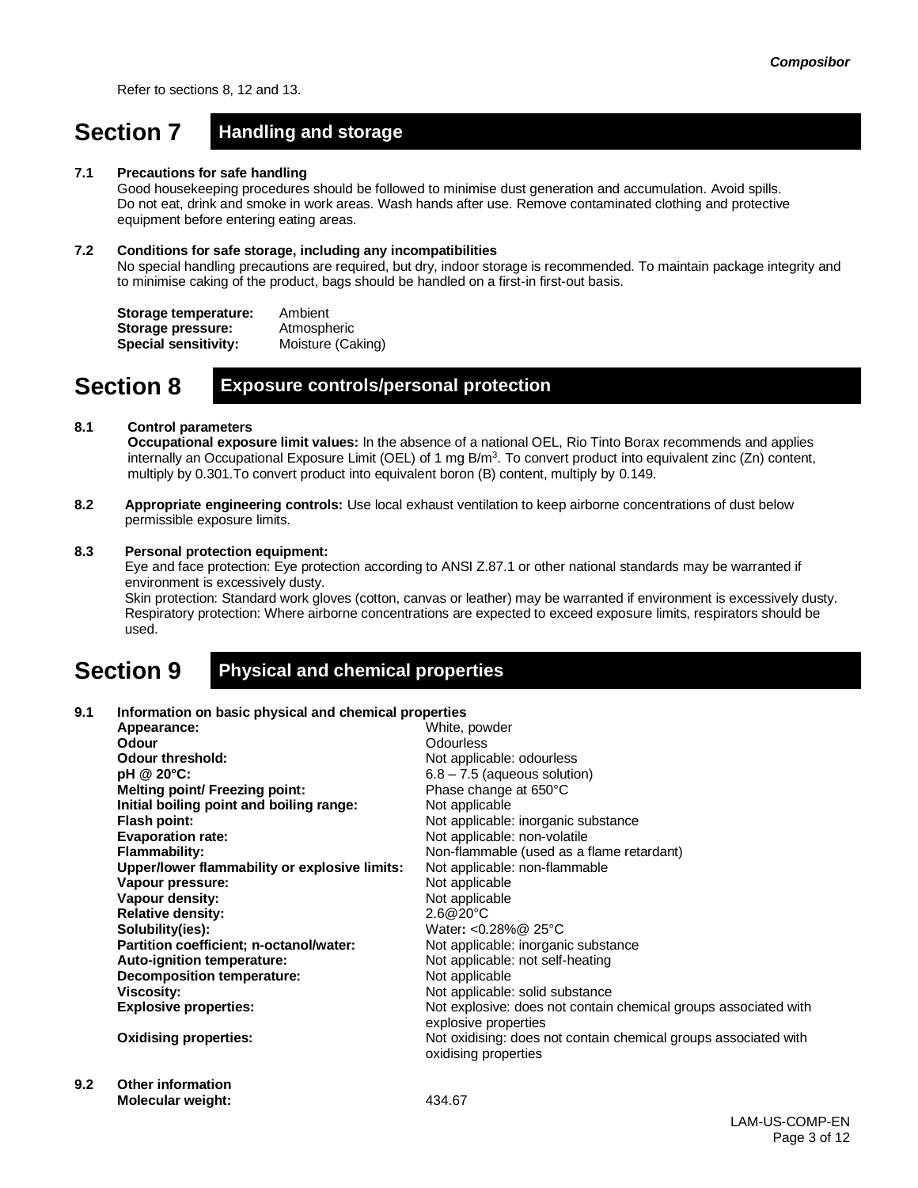Refer to sections 8, 12 and 13.

## Section 7 Handling and storage

**7.1 Precautions for safe handling**

Good housekeeping procedures should be followed to minimise dust generation and accumulation. Avoid spills. Do not eat, drink and smoke in work areas. Wash hands after use. Remove contaminated clothing and protective equipment before entering eating areas.

**7.2 Conditions for safe storage, including any incompatibilities**

No special handling precautions are required, but dry, indoor storage is recommended. To maintain package integrity and to minimise caking of the product, bags should be handled on a first-in first-out basis.

**Storage temperature:** Ambient
**Storage pressure:** Atmospheric
**Special sensitivity:** Moisture (Caking)

## Section 8 Exposure controls/personal protection

**8.1 Control parameters**

**Occupational exposure limit values:** In the absence of a national OEL, Rio Tinto Borax recommends and applies internally an Occupational Exposure Limit (OEL) of 1 mg B/m³. To convert product into equivalent zinc (Zn) content, multiply by 0.301.To convert product into equivalent boron (B) content, multiply by 0.149.

**8.2 Appropriate engineering controls:** Use local exhaust ventilation to keep airborne concentrations of dust below permissible exposure limits.

**8.3 Personal protection equipment:**

Eye and face protection: Eye protection according to ANSI Z.87.1 or other national standards may be warranted if environment is excessively dusty.
Skin protection: Standard work gloves (cotton, canvas or leather) may be warranted if environment is excessively dusty.
Respiratory protection: Where airborne concentrations are expected to exceed exposure limits, respirators should be used.

## Section 9 Physical and chemical properties

**9.1 Information on basic physical and chemical properties**

| Property | Value |
|---|---|
| **Appearance:** | White, powder |
| **Odour** | Odourless |
| **Odour threshold:** | Not applicable: odourless |
| **pH @ 20°C:** | 6.8 – 7.5 (aqueous solution) |
| **Melting point/ Freezing point:** | Phase change at 650°C |
| **Initial boiling point and boiling range:** | Not applicable |
| **Flash point:** | Not applicable: inorganic substance |
| **Evaporation rate:** | Not applicable: non-volatile |
| **Flammability:** | Non-flammable (used as a flame retardant) |
| **Upper/lower flammability or explosive limits:** | Not applicable: non-flammable |
| **Vapour pressure:** | Not applicable |
| **Vapour density:** | Not applicable |
| **Relative density:** | 2.6@20°C |
| **Solubility(ies):** | Water: <0.28%@ 25°C |
| **Partition coefficient; n-octanol/water:** | Not applicable: inorganic substance |
| **Auto-ignition temperature:** | Not applicable: not self-heating |
| **Decomposition temperature:** | Not applicable |
| **Viscosity:** | Not applicable: solid substance |
| **Explosive properties:** | Not explosive: does not contain chemical groups associated with explosive properties |
| **Oxidising properties:** | Not oxidising: does not contain chemical groups associated with oxidising properties |

**9.2 Other information**

**Molecular weight:** 434.67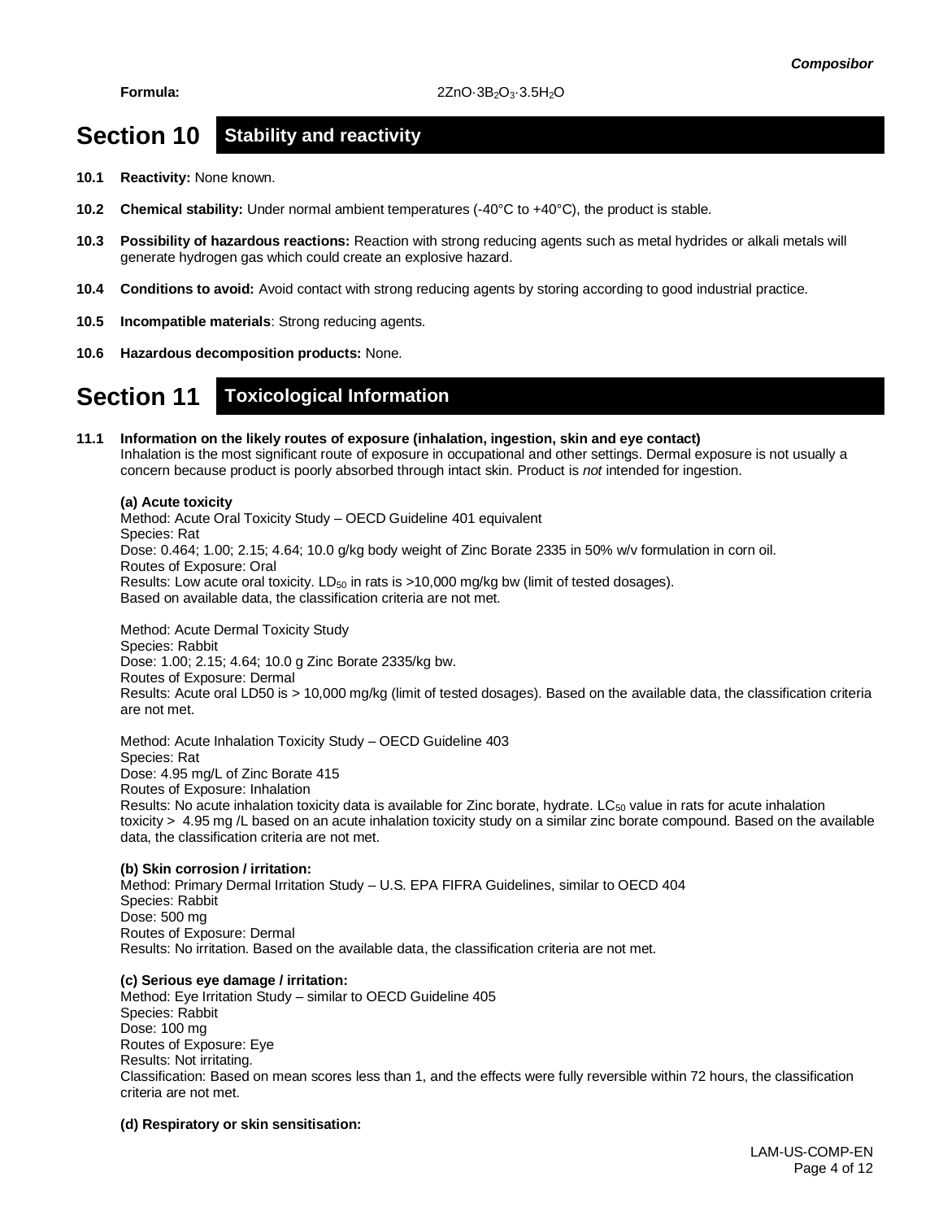**Formula:** $2ZnO \cdot 3B_2O_3 \cdot 3.5H_2O$

# Section 10 Stability and reactivity

**10.1 Reactivity:** None known.

**10.2 Chemical stability:** Under normal ambient temperatures (-40°C to +40°C), the product is stable.

**10.3 Possibility of hazardous reactions:** Reaction with strong reducing agents such as metal hydrides or alkali metals will generate hydrogen gas which could create an explosive hazard.

**10.4 Conditions to avoid:** Avoid contact with strong reducing agents by storing according to good industrial practice.

**10.5 Incompatible materials**: Strong reducing agents.

**10.6 Hazardous decomposition products:** None.

# Section 11 Toxicological Information

**11.1 Information on the likely routes of exposure (inhalation, ingestion, skin and eye contact)**

Inhalation is the most significant route of exposure in occupational and other settings. Dermal exposure is not usually a concern because product is poorly absorbed through intact skin. Product is *not* intended for ingestion.

**(a) Acute toxicity**

Method: Acute Oral Toxicity Study – OECD Guideline 401 equivalent
Species: Rat
Dose: 0.464; 1.00; 2.15; 4.64; 10.0 g/kg body weight of Zinc Borate 2335 in 50% w/v formulation in corn oil.
Routes of Exposure: Oral
Results: Low acute oral toxicity. $LD_{50}$ in rats is >10,000 mg/kg bw (limit of tested dosages).
Based on available data, the classification criteria are not met.

Method: Acute Dermal Toxicity Study
Species: Rabbit
Dose: 1.00; 2.15; 4.64; 10.0 g Zinc Borate 2335/kg bw.
Routes of Exposure: Dermal
Results: Acute oral LD50 is > 10,000 mg/kg (limit of tested dosages). Based on the available data, the classification criteria are not met.

Method: Acute Inhalation Toxicity Study – OECD Guideline 403
Species: Rat
Dose: 4.95 mg/L of Zinc Borate 415
Routes of Exposure: Inhalation
Results: No acute inhalation toxicity data is available for Zinc borate, hydrate. $LC_{50}$ value in rats for acute inhalation toxicity > 4.95 mg /L based on an acute inhalation toxicity study on a similar zinc borate compound. Based on the available data, the classification criteria are not met.

**(b) Skin corrosion / irritation:**

Method: Primary Dermal Irritation Study – U.S. EPA FIFRA Guidelines, similar to OECD 404
Species: Rabbit
Dose: 500 mg
Routes of Exposure: Dermal
Results: No irritation. Based on the available data, the classification criteria are not met.

**(c) Serious eye damage / irritation:**

Method: Eye Irritation Study – similar to OECD Guideline 405
Species: Rabbit
Dose: 100 mg
Routes of Exposure: Eye
Results: Not irritating.
Classification: Based on mean scores less than 1, and the effects were fully reversible within 72 hours, the classification criteria are not met.

**(d) Respiratory or skin sensitisation:**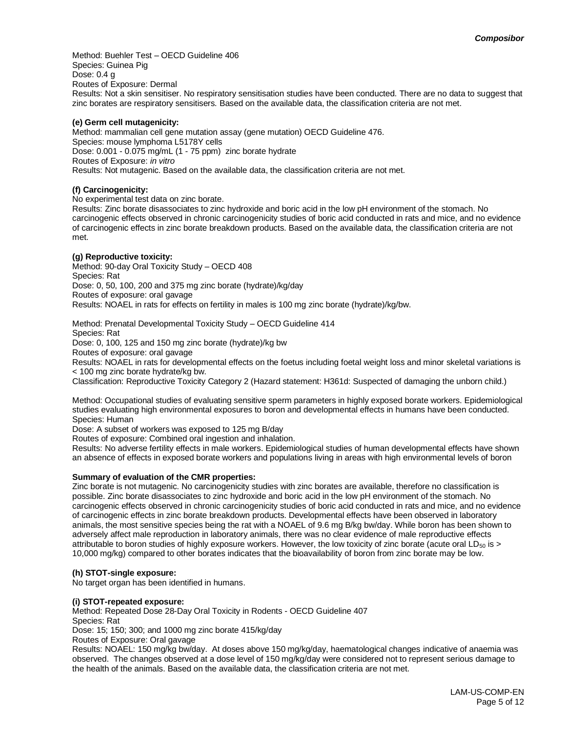Method: Buehler Test – OECD Guideline 406
Species: Guinea Pig
Dose: 0.4 g
Routes of Exposure: Dermal
Results: Not a skin sensitiser. No respiratory sensitisation studies have been conducted. There are no data to suggest that zinc borates are respiratory sensitisers. Based on the available data, the classification criteria are not met.

**(e) Germ cell mutagenicity:**
Method: mammalian cell gene mutation assay (gene mutation) OECD Guideline 476.
Species: mouse lymphoma L5178Y cells
Dose: 0.001 - 0.075 mg/mL (1 - 75 ppm) zinc borate hydrate
Routes of Exposure: *in vitro*
Results: Not mutagenic. Based on the available data, the classification criteria are not met.

**(f) Carcinogenicity:**
No experimental test data on zinc borate.
Results: Zinc borate disassociates to zinc hydroxide and boric acid in the low pH environment of the stomach. No carcinogenic effects observed in chronic carcinogenicity studies of boric acid conducted in rats and mice, and no evidence of carcinogenic effects in zinc borate breakdown products. Based on the available data, the classification criteria are not met.

**(g) Reproductive toxicity:**
Method: 90-day Oral Toxicity Study – OECD 408
Species: Rat
Dose: 0, 50, 100, 200 and 375 mg zinc borate (hydrate)/kg/day
Routes of exposure: oral gavage
Results: NOAEL in rats for effects on fertility in males is 100 mg zinc borate (hydrate)/kg/bw.

Method: Prenatal Developmental Toxicity Study – OECD Guideline 414
Species: Rat
Dose: 0, 100, 125 and 150 mg zinc borate (hydrate)/kg bw
Routes of exposure: oral gavage
Results: NOAEL in rats for developmental effects on the foetus including foetal weight loss and minor skeletal variations is < 100 mg zinc borate hydrate/kg bw.
Classification: Reproductive Toxicity Category 2 (Hazard statement: H361d: Suspected of damaging the unborn child.)

Method: Occupational studies of evaluating sensitive sperm parameters in highly exposed borate workers. Epidemiological studies evaluating high environmental exposures to boron and developmental effects in humans have been conducted.
Species: Human
Dose: A subset of workers was exposed to 125 mg B/day
Routes of exposure: Combined oral ingestion and inhalation.
Results: No adverse fertility effects in male workers. Epidemiological studies of human developmental effects have shown an absence of effects in exposed borate workers and populations living in areas with high environmental levels of boron

**Summary of evaluation of the CMR properties:**
Zinc borate is not mutagenic. No carcinogenicity studies with zinc borates are available, therefore no classification is possible. Zinc borate disassociates to zinc hydroxide and boric acid in the low pH environment of the stomach. No carcinogenic effects observed in chronic carcinogenicity studies of boric acid conducted in rats and mice, and no evidence of carcinogenic effects in zinc borate breakdown products. Developmental effects have been observed in laboratory animals, the most sensitive species being the rat with a NOAEL of 9.6 mg B/kg bw/day. While boron has been shown to adversely affect male reproduction in laboratory animals, there was no clear evidence of male reproductive effects attributable to boron studies of highly exposure workers. However, the low toxicity of zinc borate (acute oral $LD_{50}$ is > 10,000 mg/kg) compared to other borates indicates that the bioavailability of boron from zinc borate may be low.

**(h) STOT-single exposure:**
No target organ has been identified in humans.

**(i) STOT-repeated exposure:**
Method: Repeated Dose 28-Day Oral Toxicity in Rodents - OECD Guideline 407
Species: Rat
Dose: 15; 150; 300; and 1000 mg zinc borate 415/kg/day
Routes of Exposure: Oral gavage
Results: NOAEL: 150 mg/kg bw/day. At doses above 150 mg/kg/day, haematological changes indicative of anaemia was observed. The changes observed at a dose level of 150 mg/kg/day were considered not to represent serious damage to the health of the animals. Based on the available data, the classification criteria are not met.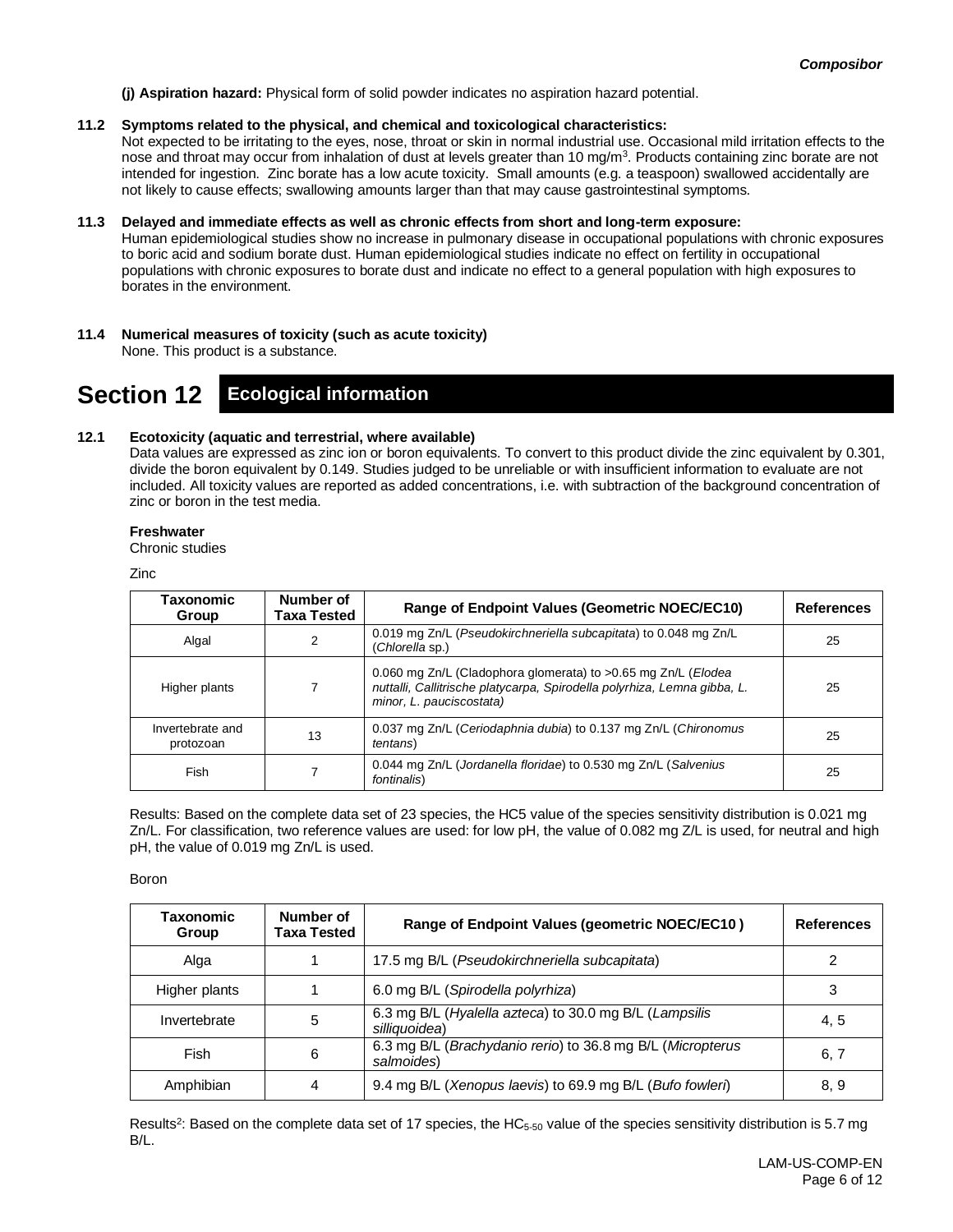**(j) Aspiration hazard:** Physical form of solid powder indicates no aspiration hazard potential.

**11.2 Symptoms related to the physical, and chemical and toxicological characteristics:**

Not expected to be irritating to the eyes, nose, throat or skin in normal industrial use. Occasional mild irritation effects to the nose and throat may occur from inhalation of dust at levels greater than 10 mg/m$^3$. Products containing zinc borate are not intended for ingestion. Zinc borate has a low acute toxicity. Small amounts (e.g. a teaspoon) swallowed accidentally are not likely to cause effects; swallowing amounts larger than that may cause gastrointestinal symptoms.

**11.3 Delayed and immediate effects as well as chronic effects from short and long-term exposure:**

Human epidemiological studies show no increase in pulmonary disease in occupational populations with chronic exposures to boric acid and sodium borate dust. Human epidemiological studies indicate no effect on fertility in occupational populations with chronic exposures to borate dust and indicate no effect to a general population with high exposures to borates in the environment.

**11.4 Numerical measures of toxicity (such as acute toxicity)**

None. This product is a substance.

# Section 12 Ecological information

**12.1 Ecotoxicity (aquatic and terrestrial, where available)**

Data values are expressed as zinc ion or boron equivalents. To convert to this product divide the zinc equivalent by 0.301, divide the boron equivalent by 0.149. Studies judged to be unreliable or with insufficient information to evaluate are not included. All toxicity values are reported as added concentrations, i.e. with subtraction of the background concentration of zinc or boron in the test media.

**Freshwater**

Chronic studies

Zinc

| Taxonomic Group | Number of Taxa Tested | Range of Endpoint Values (Geometric NOEC/EC10) | References |
|---|---|---|---|
| Algal | 2 | 0.019 mg Zn/L (*Pseudokirchneriella subcapitata*) to 0.048 mg Zn/L (*Chlorella* sp.) | 25 |
| Higher plants | 7 | 0.060 mg Zn/L (Cladophora glomerata) to >0.65 mg Zn/L (*Elodea nuttalli, Callitrische platycarpa, Spirodella polyrhiza, Lemna gibba, L. minor, L. pauciscostata)* | 25 |
| Invertebrate and protozoan | 13 | 0.037 mg Zn/L (*Ceriodaphnia dubia*) to 0.137 mg Zn/L (*Chironomus tentans*) | 25 |
| Fish | 7 | 0.044 mg Zn/L (*Jordanella floridae*) to 0.530 mg Zn/L (*Salvenius fontinalis*) | 25 |

Results: Based on the complete data set of 23 species, the HC5 value of the species sensitivity distribution is 0.021 mg Zn/L. For classification, two reference values are used: for low pH, the value of 0.082 mg Z/L is used, for neutral and high pH, the value of 0.019 mg Zn/L is used.

Boron

| Taxonomic Group | Number of Taxa Tested | Range of Endpoint Values (geometric NOEC/EC10 ) | References |
|---|---|---|---|
| Alga | 1 | 17.5 mg B/L (*Pseudokirchneriella subcapitata*) | 2 |
| Higher plants | 1 | 6.0 mg B/L (*Spirodella polyrhiza*) | 3 |
| Invertebrate | 5 | 6.3 mg B/L (*Hyalella azteca*) to 30.0 mg B/L (*Lampsilis silliquoidea*) | 4, 5 |
| Fish | 6 | 6.3 mg B/L (*Brachydanio rerio*) to 36.8 mg B/L (*Micropterus salmoides*) | 6, 7 |
| Amphibian | 4 | 9.4 mg B/L (*Xenopus laevis*) to 69.9 mg B/L (*Bufo fowleri*) | 8, 9 |

Results[2]: Based on the complete data set of 17 species, the $HC_{5\text{-}50}$ value of the species sensitivity distribution is 5.7 mg B/L.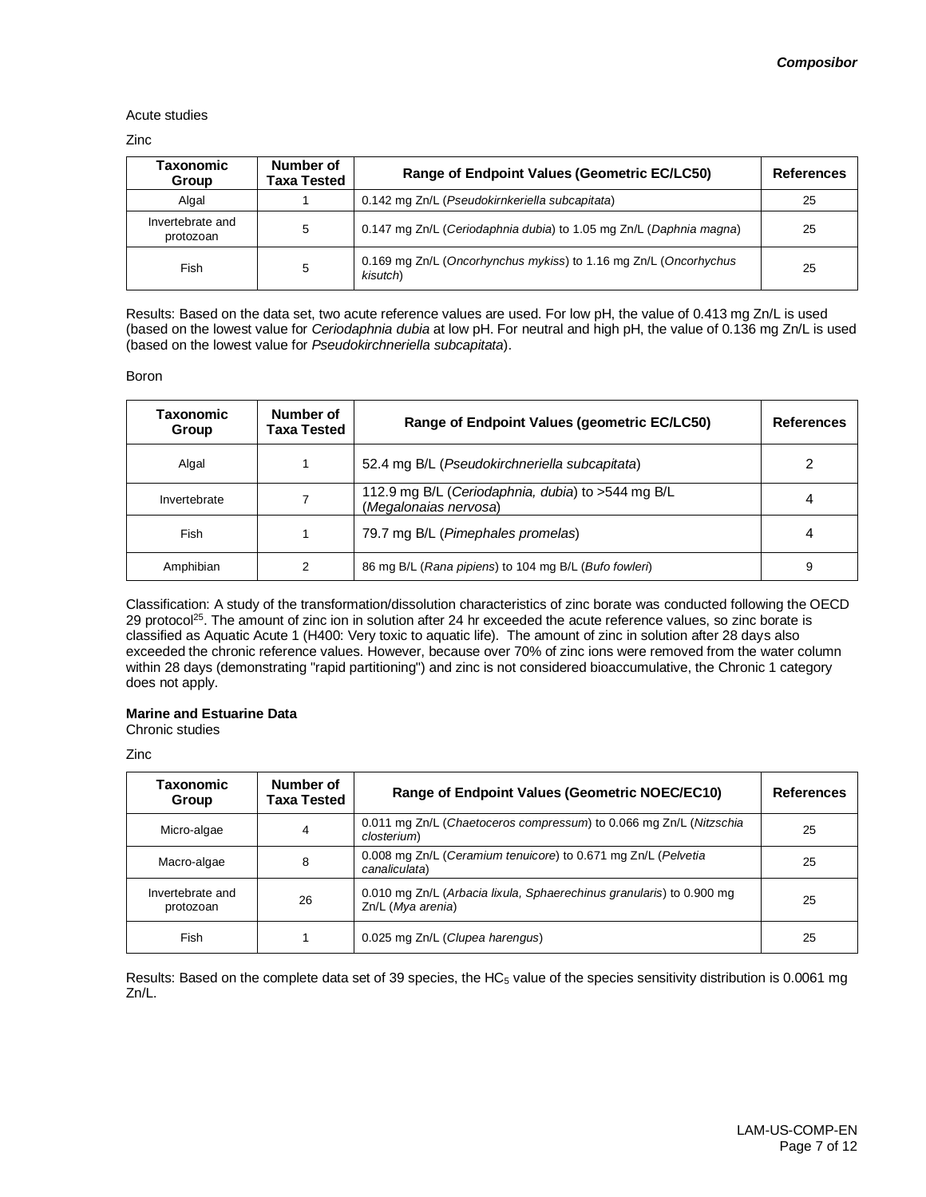Acute studies

Zinc

| Taxonomic Group | Number of Taxa Tested | Range of Endpoint Values (Geometric EC/LC50) | References |
|---|---|---|---|
| Algal | 1 | 0.142 mg Zn/L (*Pseudokirnkeriella subcapitata*) | 25 |
| Invertebrate and protozoan | 5 | 0.147 mg Zn/L (*Ceriodaphnia dubia*) to 1.05 mg Zn/L (*Daphnia magna*) | 25 |
| Fish | 5 | 0.169 mg Zn/L (*Oncorhynchus mykiss*) to 1.16 mg Zn/L (*Oncorhychus kisutch*) | 25 |

Results: Based on the data set, two acute reference values are used. For low pH, the value of 0.413 mg Zn/L is used (based on the lowest value for *Ceriodaphnia dubia* at low pH. For neutral and high pH, the value of 0.136 mg Zn/L is used (based on the lowest value for *Pseudokirchneriella subcapitata*).

Boron

| Taxonomic Group | Number of Taxa Tested | Range of Endpoint Values (geometric EC/LC50) | References |
|---|---|---|---|
| Algal | 1 | 52.4 mg B/L (*Pseudokirchneriella subcapitata*) | 2 |
| Invertebrate | 7 | 112.9 mg B/L (*Ceriodaphnia, dubia*) to >544 mg B/L (*Megalonaias nervosa*) | 4 |
| Fish | 1 | 79.7 mg B/L (*Pimephales promelas*) | 4 |
| Amphibian | 2 | 86 mg B/L (*Rana pipiens*) to 104 mg B/L (*Bufo fowleri*) | 9 |

Classification: A study of the transformation/dissolution characteristics of zinc borate was conducted following the OECD 29 protocol[25]. The amount of zinc ion in solution after 24 hr exceeded the acute reference values, so zinc borate is classified as Aquatic Acute 1 (H400: Very toxic to aquatic life). The amount of zinc in solution after 28 days also exceeded the chronic reference values. However, because over 70% of zinc ions were removed from the water column within 28 days (demonstrating "rapid partitioning") and zinc is not considered bioaccumulative, the Chronic 1 category does not apply.

**Marine and Estuarine Data**

Chronic studies

Zinc

| Taxonomic Group | Number of Taxa Tested | Range of Endpoint Values (Geometric NOEC/EC10) | References |
|---|---|---|---|
| Micro-algae | 4 | 0.011 mg Zn/L (*Chaetoceros compressum*) to 0.066 mg Zn/L (*Nitzschia closterium*) | 25 |
| Macro-algae | 8 | 0.008 mg Zn/L (*Ceramium tenuicore*) to 0.671 mg Zn/L (*Pelvetia canaliculata*) | 25 |
| Invertebrate and protozoan | 26 | 0.010 mg Zn/L (*Arbacia lixula, Sphaerechinus granularis*) to 0.900 mg Zn/L (*Mya arenia*) | 25 |
| Fish | 1 | 0.025 mg Zn/L (*Clupea harengus*) | 25 |

Results: Based on the complete data set of 39 species, the $HC_5$ value of the species sensitivity distribution is 0.0061 mg Zn/L.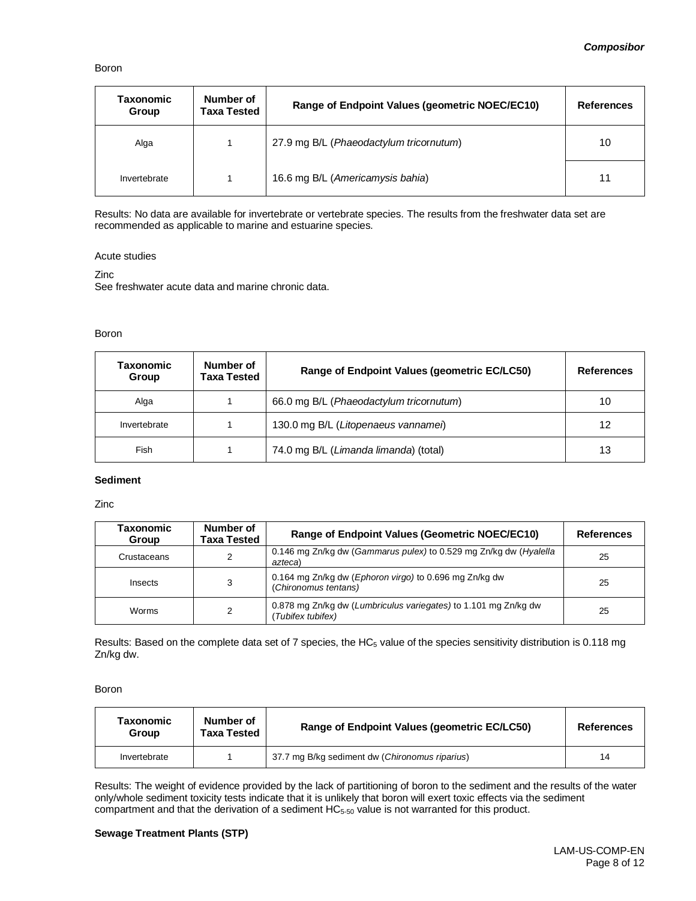Boron

| Taxonomic Group | Number of Taxa Tested | Range of Endpoint Values (geometric NOEC/EC10) | References |
|---|---|---|---|
| Alga | 1 | 27.9 mg B/L (*Phaeodactylum tricornutum*) | 10 |
| Invertebrate | 1 | 16.6 mg B/L (*Americamysis bahia*) | 11 |

Results: No data are available for invertebrate or vertebrate species. The results from the freshwater data set are recommended as applicable to marine and estuarine species.

Acute studies

Zinc
See freshwater acute data and marine chronic data.

Boron

| Taxonomic Group | Number of Taxa Tested | Range of Endpoint Values (geometric EC/LC50) | References |
|---|---|---|---|
| Alga | 1 | 66.0 mg B/L (*Phaeodactylum tricornutum*) | 10 |
| Invertebrate | 1 | 130.0 mg B/L (*Litopenaeus vannamei*) | 12 |
| Fish | 1 | 74.0 mg B/L (*Limanda limanda*) (total) | 13 |

**Sediment**

Zinc

| Taxonomic Group | Number of Taxa Tested | Range of Endpoint Values (Geometric NOEC/EC10) | References |
|---|---|---|---|
| Crustaceans | 2 | 0.146 mg Zn/kg dw (*Gammarus pulex*) to 0.529 mg Zn/kg dw (*Hyalella azteca*) | 25 |
| Insects | 3 | 0.164 mg Zn/kg dw (*Ephoron virgo)* to 0.696 mg Zn/kg dw (*Chironomus tentans)* | 25 |
| Worms | 2 | 0.878 mg Zn/kg dw (*Lumbriculus variegates)* to 1.101 mg Zn/kg dw (*Tubifex tubifex)* | 25 |

Results: Based on the complete data set of 7 species, the $HC_5$ value of the species sensitivity distribution is 0.118 mg Zn/kg dw.

Boron

| Taxonomic Group | Number of Taxa Tested | Range of Endpoint Values (geometric EC/LC50) | References |
|---|---|---|---|
| Invertebrate | 1 | 37.7 mg B/kg sediment dw (*Chironomus riparius*) | 14 |

Results: The weight of evidence provided by the lack of partitioning of boron to the sediment and the results of the water only/whole sediment toxicity tests indicate that it is unlikely that boron will exert toxic effects via the sediment compartment and that the derivation of a sediment $HC_{5\text{-}50}$ value is not warranted for this product.

**Sewage Treatment Plants (STP)**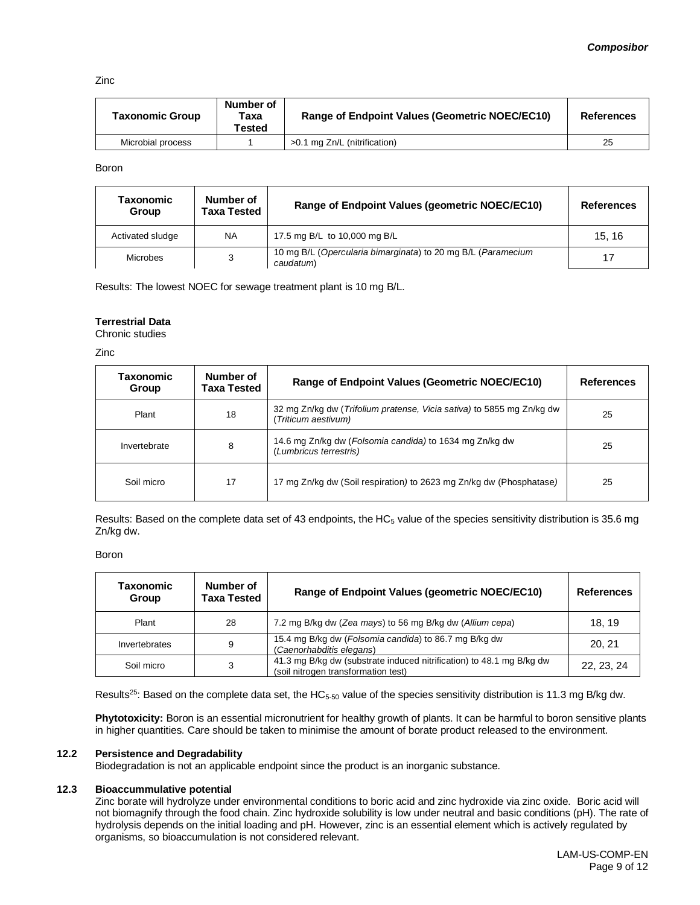Zinc

| Taxonomic Group | Number of Taxa Tested | Range of Endpoint Values (Geometric NOEC/EC10) | References |
|---|---|---|---|
| Microbial process | 1 | >0.1 mg Zn/L (nitrification) | 25 |

Boron

| Taxonomic Group | Number of Taxa Tested | Range of Endpoint Values (geometric NOEC/EC10) | References |
|---|---|---|---|
| Activated sludge | NA | 17.5 mg B/L to 10,000 mg B/L | 15, 16 |
| Microbes | 3 | 10 mg B/L (*Opercularia bimarginata*) to 20 mg B/L (*Paramecium caudatum*) | 17 |

Results: The lowest NOEC for sewage treatment plant is 10 mg B/L.

**Terrestrial Data**

Chronic studies

Zinc

| Taxonomic Group | Number of Taxa Tested | Range of Endpoint Values (Geometric NOEC/EC10) | References |
|---|---|---|---|
| Plant | 18 | 32 mg Zn/kg dw (*Trifolium pratense, Vicia sativa)* to 5855 mg Zn/kg dw (*Triticum aestivum)* | 25 |
| Invertebrate | 8 | 14.6 mg Zn/kg dw (*Folsomia candida)* to 1634 mg Zn/kg dw (*Lumbricus terrestris)* | 25 |
| Soil micro | 17 | 17 mg Zn/kg dw (Soil respiration) to 2623 mg Zn/kg dw (Phosphatase) | 25 |

Results: Based on the complete data set of 43 endpoints, the $HC_5$ value of the species sensitivity distribution is 35.6 mg Zn/kg dw.

Boron

| Taxonomic Group | Number of Taxa Tested | Range of Endpoint Values (geometric NOEC/EC10) | References |
|---|---|---|---|
| Plant | 28 | 7.2 mg B/kg dw (*Zea mays*) to 56 mg B/kg dw (*Allium cepa*) | 18, 19 |
| Invertebrates | 9 | 15.4 mg B/kg dw (*Folsomia candida*) to 86.7 mg B/kg dw (*Caenorhabditis elegans*) | 20, 21 |
| Soil micro | 3 | 41.3 mg B/kg dw (substrate induced nitrification) to 48.1 mg B/kg dw (soil nitrogen transformation test) | 22, 23, 24 |

Results[25]: Based on the complete data set, the $HC_{5\text{-}50}$ value of the species sensitivity distribution is 11.3 mg B/kg dw.

**Phytotoxicity:** Boron is an essential micronutrient for healthy growth of plants. It can be harmful to boron sensitive plants in higher quantities. Care should be taken to minimise the amount of borate product released to the environment.

## 12.2 Persistence and Degradability

Biodegradation is not an applicable endpoint since the product is an inorganic substance.

## 12.3 Bioaccummulative potential

Zinc borate will hydrolyze under environmental conditions to boric acid and zinc hydroxide via zinc oxide. Boric acid will not biomagnify through the food chain. Zinc hydroxide solubility is low under neutral and basic conditions (pH). The rate of hydrolysis depends on the initial loading and pH. However, zinc is an essential element which is actively regulated by organisms, so bioaccumulation is not considered relevant.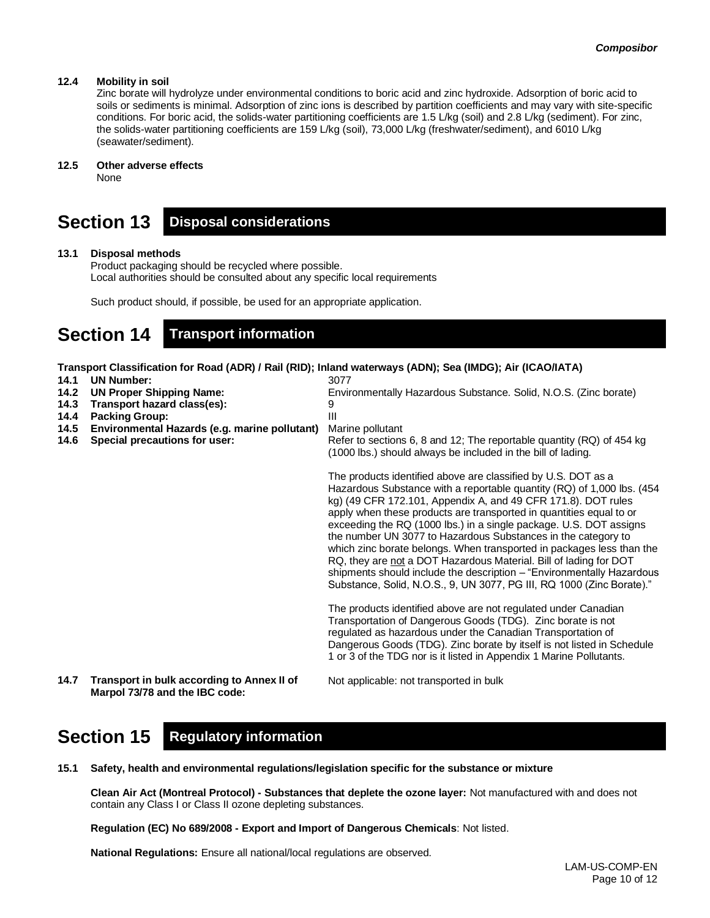### 12.4 Mobility in soil

Zinc borate will hydrolyze under environmental conditions to boric acid and zinc hydroxide. Adsorption of boric acid to soils or sediments is minimal. Adsorption of zinc ions is described by partition coefficients and may vary with site-specific conditions. For boric acid, the solids-water partitioning coefficients are 1.5 L/kg (soil) and 2.8 L/kg (sediment). For zinc, the solids-water partitioning coefficients are 159 L/kg (soil), 73,000 L/kg (freshwater/sediment), and 6010 L/kg (seawater/sediment).

### 12.5 Other adverse effects

None

## Section 13 Disposal considerations

### 13.1 Disposal methods

Product packaging should be recycled where possible.
Local authorities should be consulted about any specific local requirements

Such product should, if possible, be used for an appropriate application.

## Section 14 Transport information

**Transport Classification for Road (ADR) / Rail (RID); Inland waterways (ADN); Sea (IMDG); Air (ICAO/IATA)**

| | | |
|---|---|---|
| **14.1** | **UN Number:** | 3077 |
| **14.2** | **UN Proper Shipping Name:** | Environmentally Hazardous Substance. Solid, N.O.S. (Zinc borate) |
| **14.3** | **Transport hazard class(es):** | 9 |
| **14.4** | **Packing Group:** | III |
| **14.5** | **Environmental Hazards (e.g. marine pollutant)** | Marine pollutant |
| **14.6** | **Special precautions for user:** | Refer to sections 6, 8 and 12; The reportable quantity (RQ) of 454 kg (1000 lbs.) should always be included in the bill of lading. |

The products identified above are classified by U.S. DOT as a Hazardous Substance with a reportable quantity (RQ) of 1,000 lbs. (454 kg) (49 CFR 172.101, Appendix A, and 49 CFR 171.8). DOT rules apply when these products are transported in quantities equal to or exceeding the RQ (1000 lbs.) in a single package. U.S. DOT assigns the number UN 3077 to Hazardous Substances in the category to which zinc borate belongs. When transported in packages less than the RQ, they are not a DOT Hazardous Material. Bill of lading for DOT shipments should include the description – "Environmentally Hazardous Substance, Solid, N.O.S., 9, UN 3077, PG III, RQ 1000 (Zinc Borate)."

The products identified above are not regulated under Canadian Transportation of Dangerous Goods (TDG). Zinc borate is not regulated as hazardous under the Canadian Transportation of Dangerous Goods (TDG). Zinc borate by itself is not listed in Schedule 1 or 3 of the TDG nor is it listed in Appendix 1 Marine Pollutants.

| | | |
|---|---|---|
| **14.7** | **Transport in bulk according to Annex II of Marpol 73/78 and the IBC code:** | Not applicable: not transported in bulk |

## Section 15 Regulatory information

### 15.1 Safety, health and environmental regulations/legislation specific for the substance or mixture

**Clean Air Act (Montreal Protocol) - Substances that deplete the ozone layer:** Not manufactured with and does not contain any Class I or Class II ozone depleting substances.

**Regulation (EC) No 689/2008 - Export and Import of Dangerous Chemicals**: Not listed.

**National Regulations:** Ensure all national/local regulations are observed.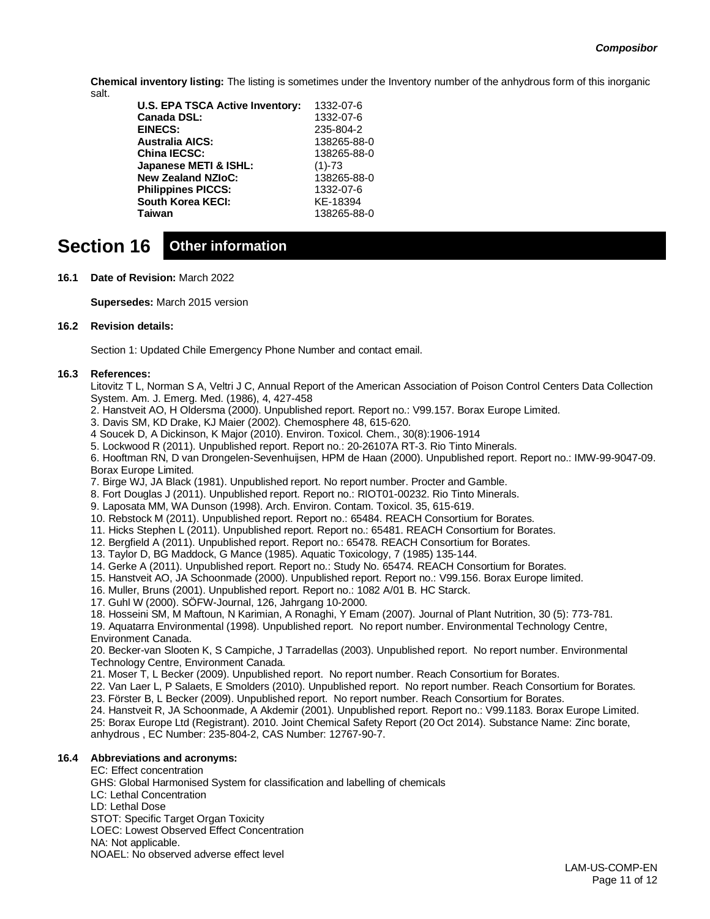**Chemical inventory listing:** The listing is sometimes under the Inventory number of the anhydrous form of this inorganic salt.

| | |
|---|---|
| **U.S. EPA TSCA Active Inventory:** | 1332-07-6 |
| **Canada DSL:** | 1332-07-6 |
| **EINECS:** | 235-804-2 |
| **Australia AICS:** | 138265-88-0 |
| **China IECSC:** | 138265-88-0 |
| **Japanese METI & ISHL:** | (1)-73 |
| **New Zealand NZIoC:** | 138265-88-0 |
| **Philippines PICCS:** | 1332-07-6 |
| **South Korea KECI:** | KE-18394 |
| **Taiwan** | 138265-88-0 |

# Section 16 Other information

**16.1 Date of Revision:** March 2022

**Supersedes:** March 2015 version

**16.2 Revision details:**

Section 1: Updated Chile Emergency Phone Number and contact email.

**16.3 References:**

Litovitz T L, Norman S A, Veltri J C, Annual Report of the American Association of Poison Control Centers Data Collection System. Am. J. Emerg. Med. (1986), 4, 427-458

2. Hanstveit AO, H Oldersma (2000). Unpublished report. Report no.: V99.157. Borax Europe Limited.
3. Davis SM, KD Drake, KJ Maier (2002). Chemosphere 48, 615-620.
4 Soucek D, A Dickinson, K Major (2010). Environ. Toxicol. Chem., 30(8):1906-1914
5. Lockwood R (2011). Unpublished report. Report no.: 20-26107A RT-3. Rio Tinto Minerals.
6. Hooftman RN, D van Drongelen-Sevenhuijsen, HPM de Haan (2000). Unpublished report. Report no.: IMW-99-9047-09. Borax Europe Limited.
7. Birge WJ, JA Black (1981). Unpublished report. No report number. Procter and Gamble.
8. Fort Douglas J (2011). Unpublished report. Report no.: RIOT01-00232. Rio Tinto Minerals.
9. Laposata MM, WA Dunson (1998). Arch. Environ. Contam. Toxicol. 35, 615-619.
10. Rebstock M (2011). Unpublished report. Report no.: 65484. REACH Consortium for Borates.
11. Hicks Stephen L (2011). Unpublished report. Report no.: 65481. REACH Consortium for Borates.
12. Bergfield A (2011). Unpublished report. Report no.: 65478. REACH Consortium for Borates.
13. Taylor D, BG Maddock, G Mance (1985). Aquatic Toxicology, 7 (1985) 135-144.
14. Gerke A (2011). Unpublished report. Report no.: Study No. 65474. REACH Consortium for Borates.
15. Hanstveit AO, JA Schoonmade (2000). Unpublished report. Report no.: V99.156. Borax Europe limited.
16. Muller, Bruns (2001). Unpublished report. Report no.: 1082 A/01 B. HC Starck.
17. Guhl W (2000). SÖFW-Journal, 126, Jahrgang 10-2000.
18. Hosseini SM, M Maftoun, N Karimian, A Ronaghi, Y Emam (2007). Journal of Plant Nutrition, 30 (5): 773-781.
19. Aquatarra Environmental (1998). Unpublished report. No report number. Environmental Technology Centre, Environment Canada.
20. Becker-van Slooten K, S Campiche, J Tarradellas (2003). Unpublished report. No report number. Environmental Technology Centre, Environment Canada.
21. Moser T, L Becker (2009). Unpublished report. No report number. Reach Consortium for Borates.
22. Van Laer L, P Salaets, E Smolders (2010). Unpublished report. No report number. Reach Consortium for Borates.
23. Förster B, L Becker (2009). Unpublished report. No report number. Reach Consortium for Borates.
24. Hanstveit R, JA Schoonmade, A Akdemir (2001). Unpublished report. Report no.: V99.1183. Borax Europe Limited.
25: Borax Europe Ltd (Registrant). 2010. Joint Chemical Safety Report (20 Oct 2014). Substance Name: Zinc borate, anhydrous , EC Number: 235-804-2, CAS Number: 12767-90-7.

**16.4 Abbreviations and acronyms:**

EC: Effect concentration
GHS: Global Harmonised System for classification and labelling of chemicals
LC: Lethal Concentration
LD: Lethal Dose
STOT: Specific Target Organ Toxicity
LOEC: Lowest Observed Effect Concentration
NA: Not applicable.
NOAEL: No observed adverse effect level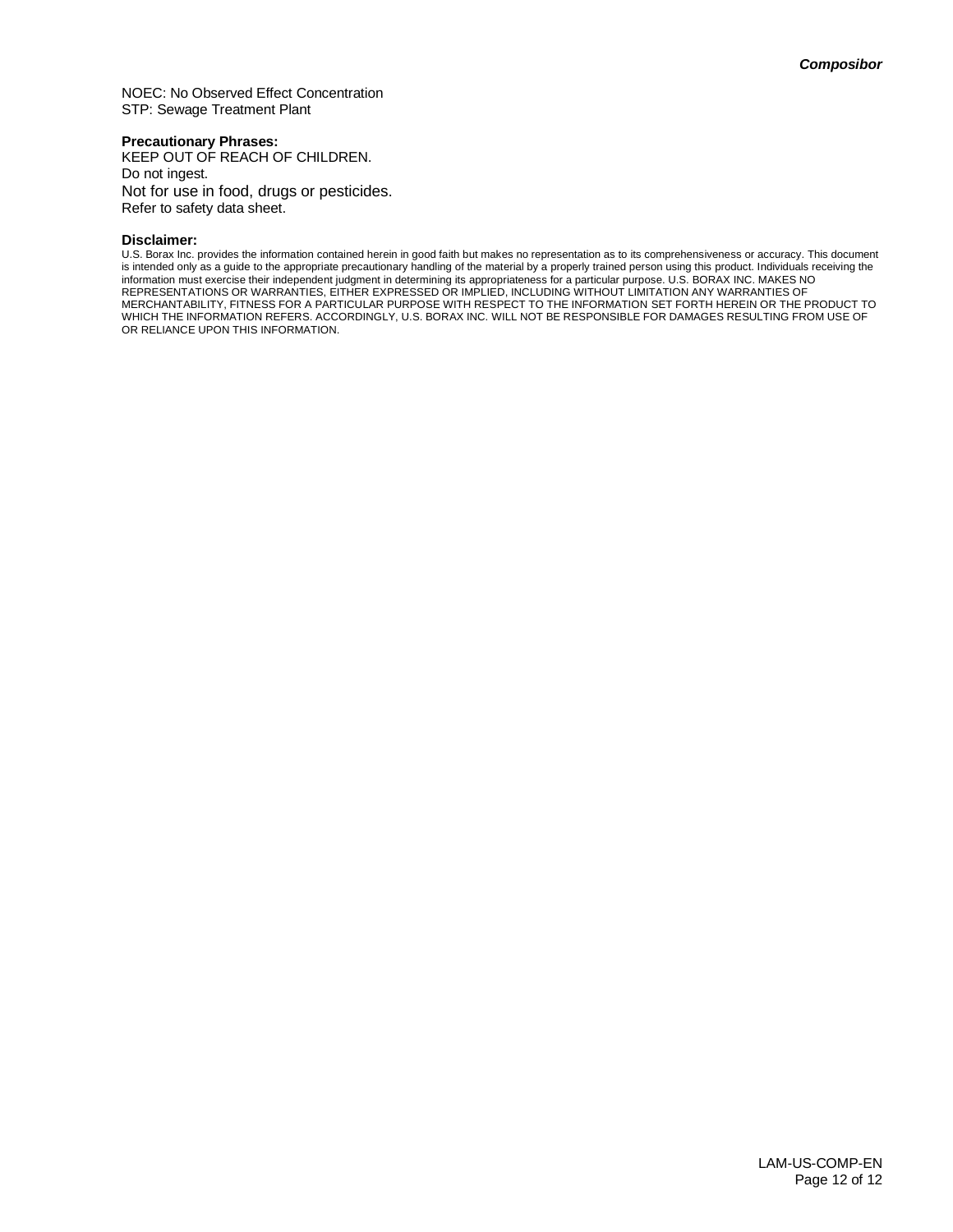NOEC: No Observed Effect Concentration
STP: Sewage Treatment Plant

**Precautionary Phrases:**

KEEP OUT OF REACH OF CHILDREN.
Do not ingest.
Not for use in food, drugs or pesticides.
Refer to safety data sheet.

**Disclaimer:**

U.S. Borax Inc. provides the information contained herein in good faith but makes no representation as to its comprehensiveness or accuracy. This document is intended only as a guide to the appropriate precautionary handling of the material by a properly trained person using this product. Individuals receiving the information must exercise their independent judgment in determining its appropriateness for a particular purpose. U.S. BORAX INC. MAKES NO REPRESENTATIONS OR WARRANTIES, EITHER EXPRESSED OR IMPLIED, INCLUDING WITHOUT LIMITATION ANY WARRANTIES OF MERCHANTABILITY, FITNESS FOR A PARTICULAR PURPOSE WITH RESPECT TO THE INFORMATION SET FORTH HEREIN OR THE PRODUCT TO WHICH THE INFORMATION REFERS. ACCORDINGLY, U.S. BORAX INC. WILL NOT BE RESPONSIBLE FOR DAMAGES RESULTING FROM USE OF OR RELIANCE UPON THIS INFORMATION.

LAM-US-COMP-EN